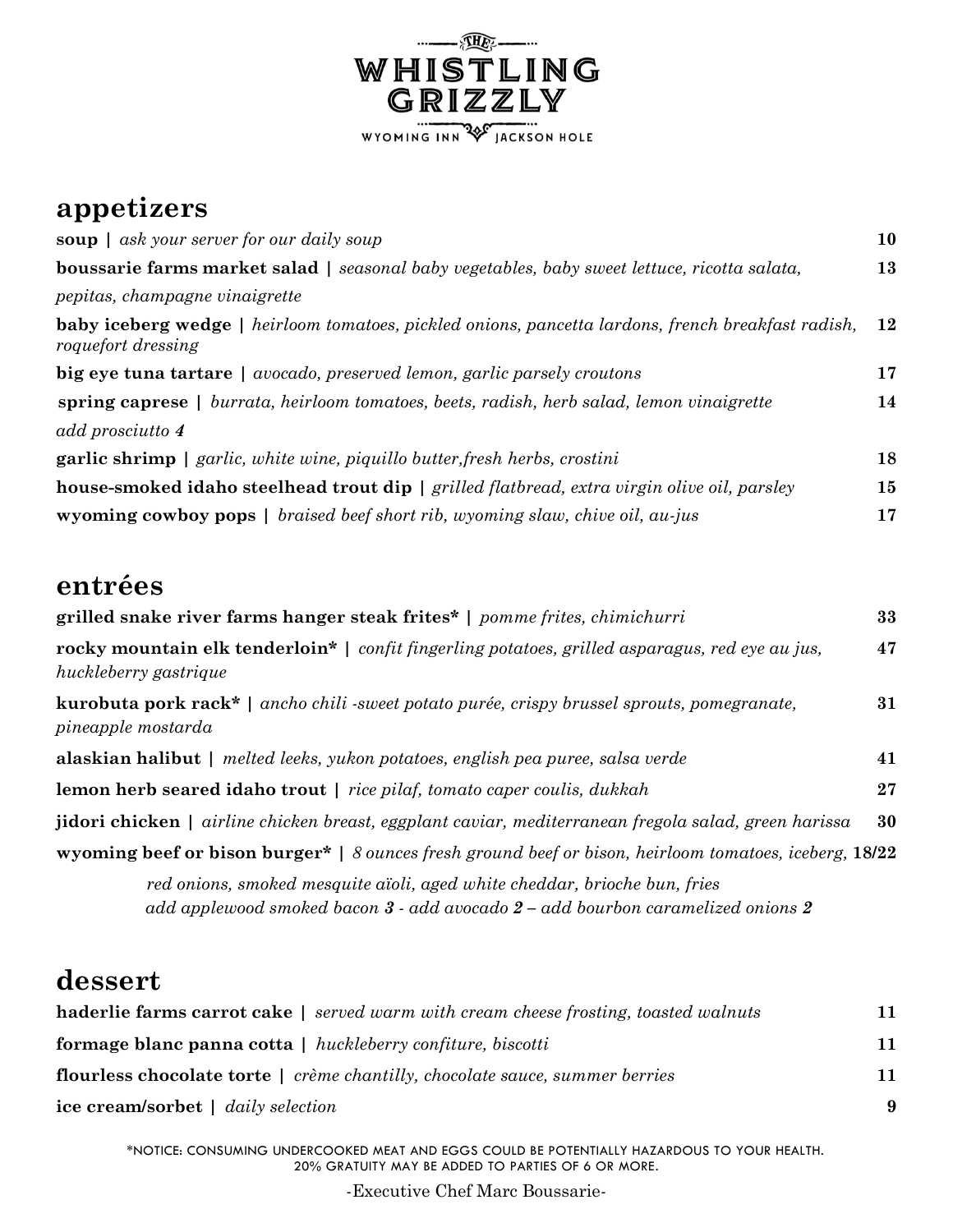# THE WHISTLING GRIZZLY

WYOMING INN · JACKSON HOLE

## appetizers

**soup |** *ask your server for our daily soup* **10**

**boussarie farms market salad |** *seasonal baby vegetables, baby sweet lettuce, ricotta salata, pepitas, champagne vinaigrette* **13**

**baby iceberg wedge |** *heirloom tomatoes, pickled onions, pancetta lardons, french breakfast radish, roquefort dressing* **12**

**big eye tuna tartare |** *avocado, preserved lemon, garlic parsely croutons* **17**

**spring caprese |** *burrata, heirloom tomatoes, beets, radish, herb salad, lemon vinaigrette* **14**
*add prosciutto **4***

**garlic shrimp |** *garlic, white wine, piquillo butter,fresh herbs, crostini* **18**

**house-smoked idaho steelhead trout dip |** *grilled flatbread, extra virgin olive oil, parsley* **15**

**wyoming cowboy pops |** *braised beef short rib, wyoming slaw, chive oil, au-jus* **17**

## entrées

**grilled snake river farms hanger steak frites* |** *pomme frites, chimichurri* **33**

**rocky mountain elk tenderloin* |** *confit fingerling potatoes, grilled asparagus, red eye au jus, huckleberry gastrique* **47**

**kurobuta pork rack* |** *ancho chili -sweet potato purée, crispy brussel sprouts, pomegranate, pineapple mostarda* **31**

**alaskian halibut |** *melted leeks, yukon potatoes, english pea puree, salsa verde* **41**

**lemon herb seared idaho trout |** *rice pilaf, tomato caper coulis, dukkah* **27**

**jidori chicken |** *airline chicken breast, eggplant caviar, mediterranean fregola salad, green harissa* **30**

**wyoming beef or bison burger* |** *8 ounces fresh ground beef or bison, heirloom tomatoes, iceberg, red onions, smoked mesquite aïoli, aged white cheddar, brioche bun, fries* **18/22**
*add applewood smoked bacon **3** - add avocado **2** – add bourbon caramelized onions **2***

## dessert

**haderlie farms carrot cake |** *served warm with cream cheese frosting, toasted walnuts* **11**

**formage blanc panna cotta |** *huckleberry confiture, biscotti* **11**

**flourless chocolate torte |** *crème chantilly, chocolate sauce, summer berries* **11**

**ice cream/sorbet |** *daily selection* **9**

*NOTICE: CONSUMING UNDERCOOKED MEAT AND EGGS COULD BE POTENTIALLY HAZARDOUS TO YOUR HEALTH.
20% GRATUITY MAY BE ADDED TO PARTIES OF 6 OR MORE.

-Executive Chef Marc Boussarie-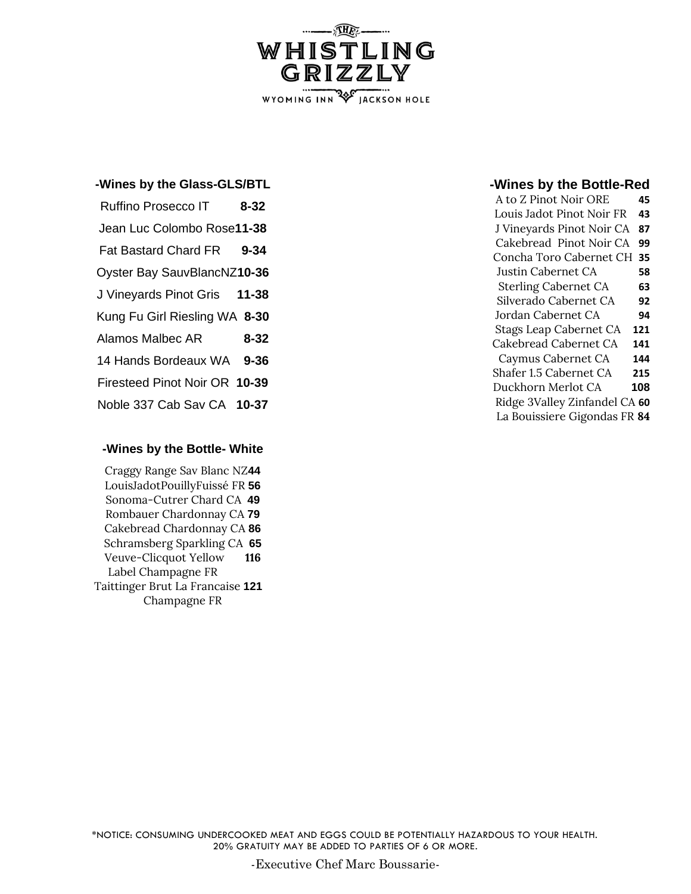THE
# WHISTLING GRIZZLY
WYOMING INN JACKSON HOLE

### -Wines by the Glass-GLS/BTL

| | |
|---|---|
| Ruffino Prosecco IT | **8-32** |
| Jean Luc Colombo Rose | **11-38** |
| Fat Bastard Chard FR | **9-34** |
| Oyster Bay SauvBlancNZ | **10-36** |
| J Vineyards Pinot Gris | **11-38** |
| Kung Fu Girl Riesling WA | **8-30** |
| Alamos Malbec AR | **8-32** |
| 14 Hands Bordeaux WA | **9-36** |
| Firesteed Pinot Noir OR | **10-39** |
| Noble 337 Cab Sav CA | **10-37** |

### -Wines by the Bottle- White

| | |
|---|---|
| Craggy Range Sav Blanc NZ | **44** |
| LouisJadotPouillyFuissé FR | **56** |
| Sonoma-Cutrer Chard CA | **49** |
| Rombauer Chardonnay CA | **79** |
| Cakebread Chardonnay CA | **86** |
| Schramsberg Sparkling CA | **65** |
| Veuve-Clicquot Yellow Label Champagne FR | **116** |
| Taittinger Brut La Francaise Champagne FR | **121** |

### -Wines by the Bottle-Red

| | |
|---|---|
| A to Z Pinot Noir ORE | **45** |
| Louis Jadot Pinot Noir FR | **43** |
| J Vineyards Pinot Noir CA | **87** |
| Cakebread Pinot Noir CA | **99** |
| Concha Toro Cabernet CH | **35** |
| Justin Cabernet CA | **58** |
| Sterling Cabernet CA | **63** |
| Silverado Cabernet CA | **92** |
| Jordan Cabernet CA | **94** |
| Stags Leap Cabernet CA | **121** |
| Cakebread Cabernet CA | **141** |
| Caymus Cabernet CA | **144** |
| Shafer 1.5 Cabernet CA | **215** |
| Duckhorn Merlot CA | **108** |
| Ridge 3Valley Zinfandel CA | **60** |
| La Bouissiere Gigondas FR | **84** |

*NOTICE: CONSUMING UNDERCOOKED MEAT AND EGGS COULD BE POTENTIALLY HAZARDOUS TO YOUR HEALTH.
20% GRATUITY MAY BE ADDED TO PARTIES OF 6 OR MORE.

-Executive Chef Marc Boussarie-